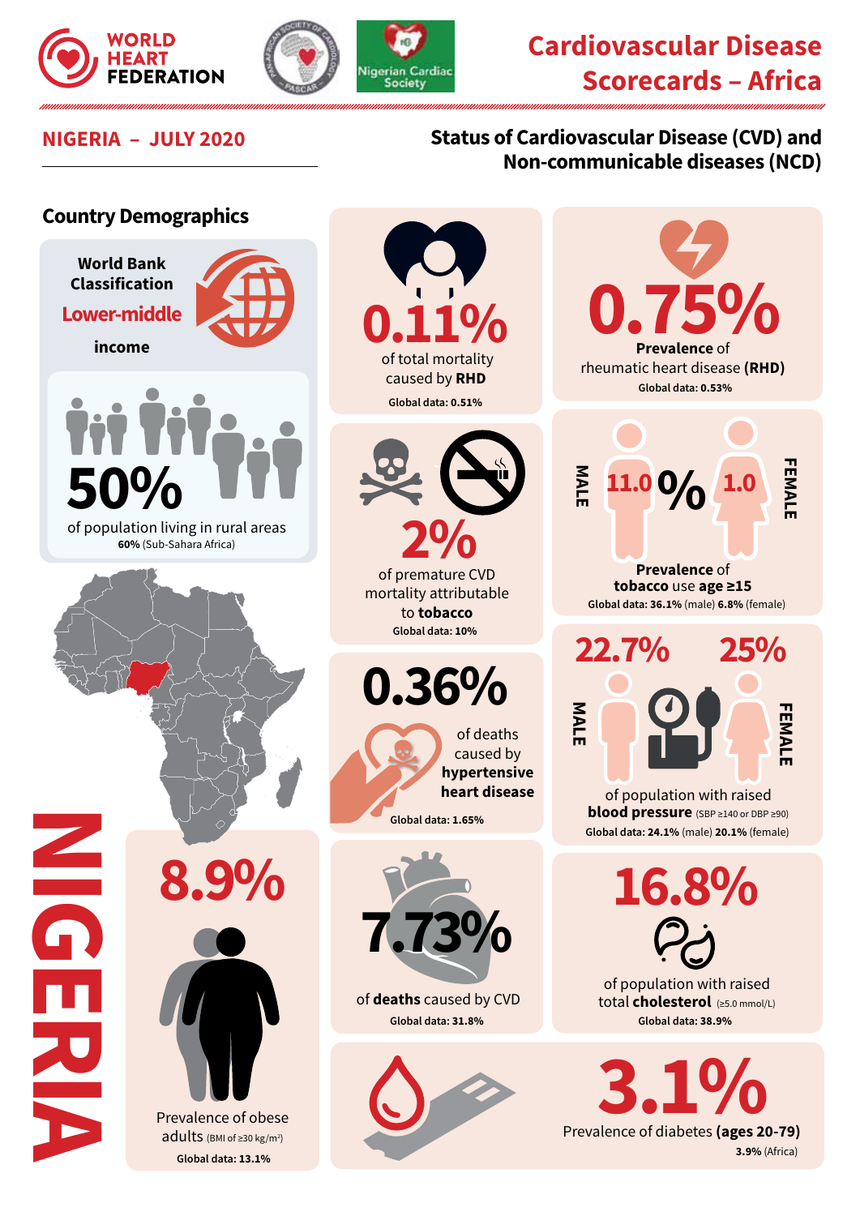WORLD HEART FEDERATION

Nigerian Cardiac Society

# Cardiovascular Disease Scorecards – Africa

## NIGERIA – JULY 2020

## Status of Cardiovascular Disease (CVD) and Non-communicable diseases (NCD)

### Country Demographics

World Bank Classification

**Lower-middle income**

**50%**

of population living in rural areas

**60%** (Sub-Sahara Africa)

**0.11%**

of total mortality caused by **RHD**

**Global data: 0.51%**

**0.75%**

**Prevalence** of rheumatic heart disease **(RHD)**

**Global data: 0.53%**

**2%**

of premature CVD mortality attributable to **tobacco**

**Global data: 10%**

MALE **11.0** % **1.0** FEMALE

**Prevalence** of **tobacco** use **age ≥15**

**Global data: 36.1%** (male) **6.8%** (female)

**0.36%**

of deaths caused by **hypertensive heart disease**

**Global data: 1.65%**

MALE **22.7%** **25%** FEMALE

of population with raised **blood pressure** (SBP ≥140 or DBP ≥90)

**Global data: 24.1%** (male) **20.1%** (female)

**8.9%**

Prevalence of obese adults (BMI of ≥30 kg/m²)

**Global data: 13.1%**

**7.73%**

of **deaths** caused by CVD

**Global data: 31.8%**

**16.8%**

of population with raised total **cholesterol** (≥5.0 mmol/L)

**Global data: 38.9%**

**3.1%**

Prevalence of diabetes **(ages 20-79)**

**3.9%** (Africa)

NIGERIA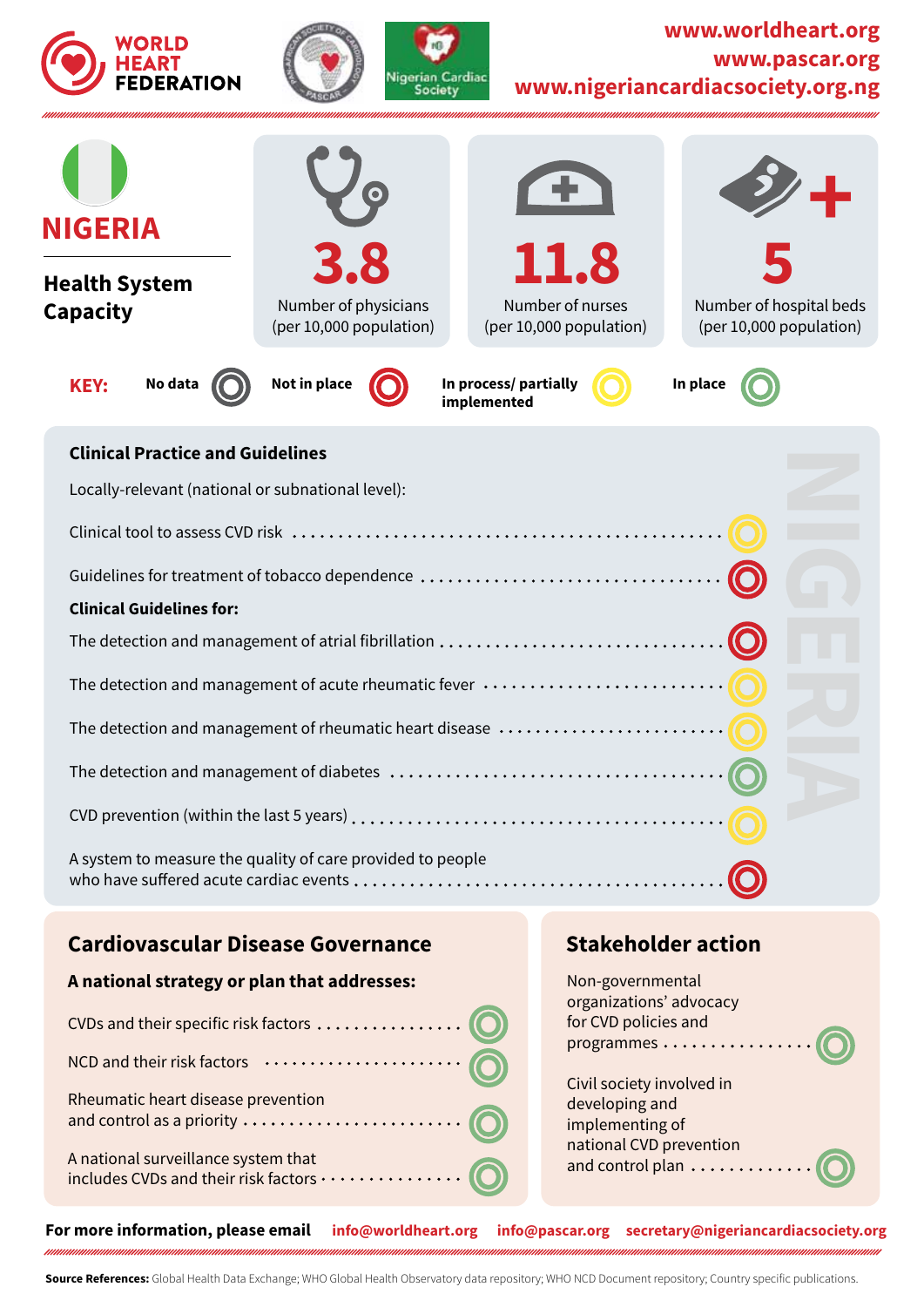WORLD HEART FEDERATION

Nigerian Cardiac Society

www.worldheart.org
www.pascar.org
www.nigeriancardiacsociety.org.ng

# NIGERIA

## Health System Capacity

**3.8**
Number of physicians (per 10,000 population)

**11.8**
Number of nurses (per 10,000 population)

**5**
Number of hospital beds (per 10,000 population)

**KEY:** No data | Not in place | In process/ partially implemented | In place

## Clinical Practice and Guidelines

Locally-relevant (national or subnational level):

| Item | Status |
|---|---|
| Clinical tool to assess CVD risk | In process/ partially implemented |
| Guidelines for treatment of tobacco dependence | Not in place |

**Clinical Guidelines for:**

| Item | Status |
|---|---|
| The detection and management of atrial fibrillation | Not in place |
| The detection and management of acute rheumatic fever | In process/ partially implemented |
| The detection and management of rheumatic heart disease | In process/ partially implemented |
| The detection and management of diabetes | In place |
| CVD prevention (within the last 5 years) | In process/ partially implemented |
| A system to measure the quality of care provided to people who have suffered acute cardiac events | Not in place |

## Cardiovascular Disease Governance

**A national strategy or plan that addresses:**

| Item | Status |
|---|---|
| CVDs and their specific risk factors | In place |
| NCD and their risk factors | In place |
| Rheumatic heart disease prevention and control as a priority | In place |
| A national surveillance system that includes CVDs and their risk factors | In place |

## Stakeholder action

| Item | Status |
|---|---|
| Non-governmental organizations' advocacy for CVD policies and programmes | In place |
| Civil society involved in developing and implementing of national CVD prevention and control plan | In place |

**For more information, please email** info@worldheart.org info@pascar.org secretary@nigeriancardiacsociety.org

**Source References:** Global Health Data Exchange; WHO Global Health Observatory data repository; WHO NCD Document repository; Country specific publications.